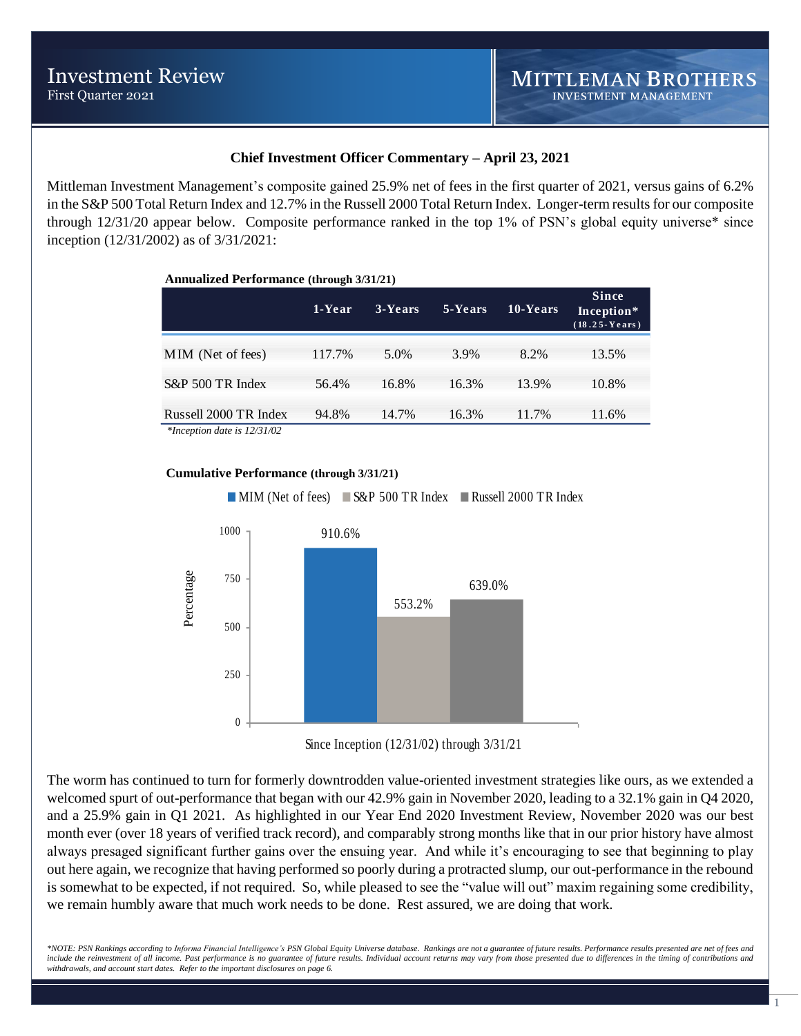# Investment Review
First Quarter 2021

MITTLEMAN BROTHERS INVESTMENT MANAGEMENT

## Chief Investment Officer Commentary – April 23, 2021

Mittleman Investment Management's composite gained 25.9% net of fees in the first quarter of 2021, versus gains of 6.2% in the S&P 500 Total Return Index and 12.7% in the Russell 2000 Total Return Index. Longer-term results for our composite through 12/31/20 appear below. Composite performance ranked in the top 1% of PSN's global equity universe* since inception (12/31/2002) as of 3/31/2021:

**Annualized Performance (through 3/31/21)**

| | 1-Year | 3-Years | 5-Years | 10-Years | Since Inception* (18.25-Years) |
|---|---|---|---|---|---|
| MIM (Net of fees) | 117.7% | 5.0% | 3.9% | 8.2% | 13.5% |
| S&P 500 TR Index | 56.4% | 16.8% | 16.3% | 13.9% | 10.8% |
| Russell 2000 TR Index | 94.8% | 14.7% | 16.3% | 11.7% | 11.6% |

*Inception date is 12/31/02*

**Cumulative Performance (through 3/31/21)**

Since Inception (12/31/02) through 3/31/21:

| | Percentage |
|---|---|
| MIM (Net of fees) | 910.6% |
| S&P 500 TR Index | 553.2% |
| Russell 2000 TR Index | 639.0% |

The worm has continued to turn for formerly downtrodden value-oriented investment strategies like ours, as we extended a welcomed spurt of out-performance that began with our 42.9% gain in November 2020, leading to a 32.1% gain in Q4 2020, and a 25.9% gain in Q1 2021. As highlighted in our Year End 2020 Investment Review, November 2020 was our best month ever (over 18 years of verified track record), and comparably strong months like that in our prior history have almost always presaged significant further gains over the ensuing year. And while it's encouraging to see that beginning to play out here again, we recognize that having performed so poorly during a protracted slump, our out-performance in the rebound is somewhat to be expected, if not required. So, while pleased to see the "value will out" maxim regaining some credibility, we remain humbly aware that much work needs to be done. Rest assured, we are doing that work.

*\*NOTE: PSN Rankings according to Informa Financial Intelligence's PSN Global Equity Universe database. Rankings are not a guarantee of future results. Performance results presented are net of fees and include the reinvestment of all income. Past performance is no guarantee of future results. Individual account returns may vary from those presented due to differences in the timing of contributions and withdrawals, and account start dates. Refer to the important disclosures on page 6.*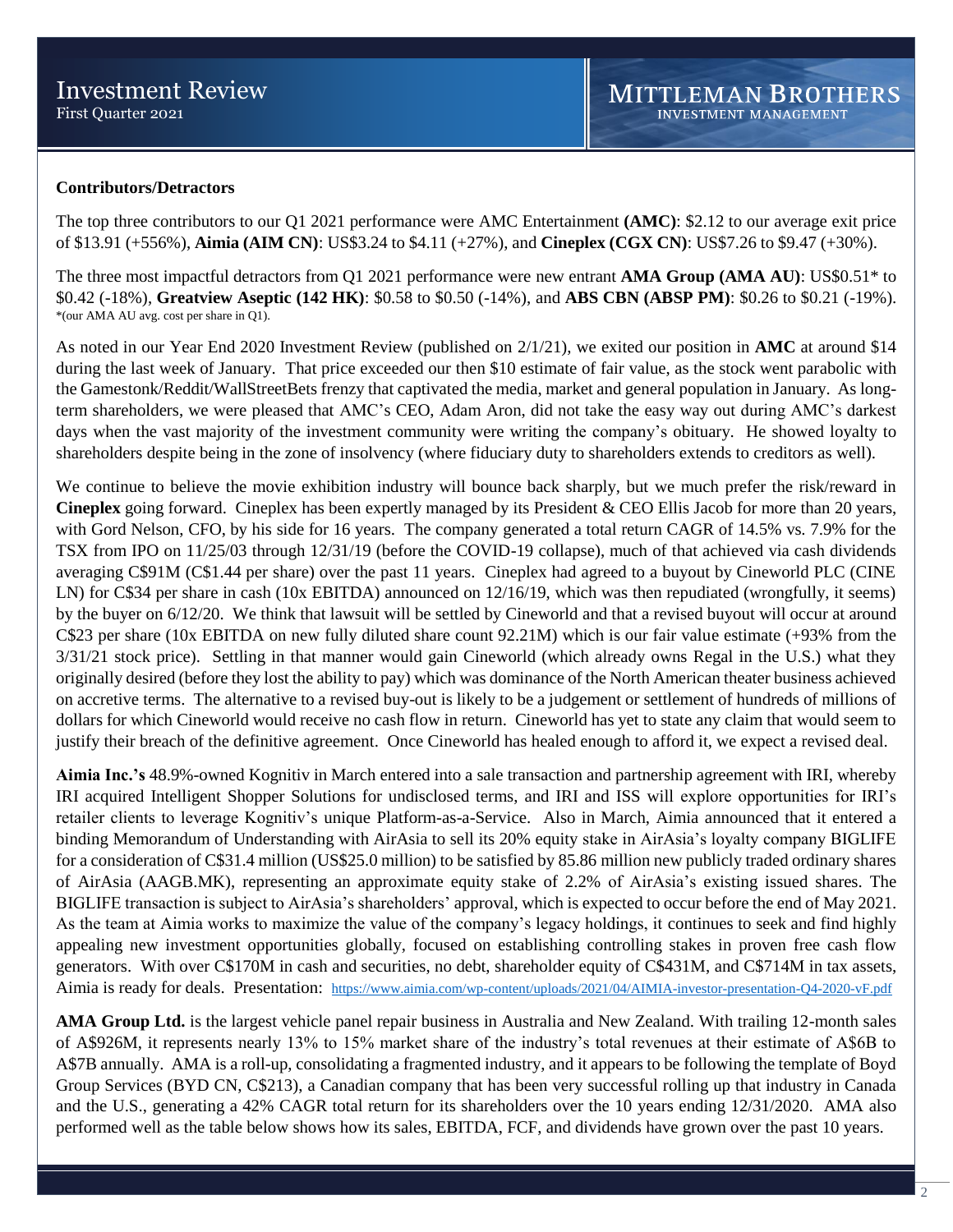**Contributors/Detractors**

The top three contributors to our Q1 2021 performance were AMC Entertainment **(AMC)**: $2.12 to our average exit price of $13.91 (+556%), **Aimia (AIM CN)**: US$3.24 to $4.11 (+27%), and **Cineplex (CGX CN)**: US$7.26 to $9.47 (+30%).

The three most impactful detractors from Q1 2021 performance were new entrant **AMA Group (AMA AU)**: US$0.51* to $0.42 (-18%), **Greatview Aseptic (142 HK)**: $0.58 to $0.50 (-14%), and **ABS CBN (ABSP PM)**: $0.26 to $0.21 (-19%).
*(our AMA AU avg. cost per share in Q1).

As noted in our Year End 2020 Investment Review (published on 2/1/21), we exited our position in **AMC** at around $14 during the last week of January. That price exceeded our then $10 estimate of fair value, as the stock went parabolic with the Gamestonk/Reddit/WallStreetBets frenzy that captivated the media, market and general population in January. As long-term shareholders, we were pleased that AMC's CEO, Adam Aron, did not take the easy way out during AMC's darkest days when the vast majority of the investment community were writing the company's obituary. He showed loyalty to shareholders despite being in the zone of insolvency (where fiduciary duty to shareholders extends to creditors as well).

We continue to believe the movie exhibition industry will bounce back sharply, but we much prefer the risk/reward in **Cineplex** going forward. Cineplex has been expertly managed by its President & CEO Ellis Jacob for more than 20 years, with Gord Nelson, CFO, by his side for 16 years. The company generated a total return CAGR of 14.5% vs. 7.9% for the TSX from IPO on 11/25/03 through 12/31/19 (before the COVID-19 collapse), much of that achieved via cash dividends averaging C$91M (C$1.44 per share) over the past 11 years. Cineplex had agreed to a buyout by Cineworld PLC (CINE LN) for C$34 per share in cash (10x EBITDA) announced on 12/16/19, which was then repudiated (wrongfully, it seems) by the buyer on 6/12/20. We think that lawsuit will be settled by Cineworld and that a revised buyout will occur at around C$23 per share (10x EBITDA on new fully diluted share count 92.21M) which is our fair value estimate (+93% from the 3/31/21 stock price). Settling in that manner would gain Cineworld (which already owns Regal in the U.S.) what they originally desired (before they lost the ability to pay) which was dominance of the North American theater business achieved on accretive terms. The alternative to a revised buy-out is likely to be a judgement or settlement of hundreds of millions of dollars for which Cineworld would receive no cash flow in return. Cineworld has yet to state any claim that would seem to justify their breach of the definitive agreement. Once Cineworld has healed enough to afford it, we expect a revised deal.

**Aimia Inc.'s** 48.9%-owned Kognitiv in March entered into a sale transaction and partnership agreement with IRI, whereby IRI acquired Intelligent Shopper Solutions for undisclosed terms, and IRI and ISS will explore opportunities for IRI's retailer clients to leverage Kognitiv's unique Platform-as-a-Service. Also in March, Aimia announced that it entered a binding Memorandum of Understanding with AirAsia to sell its 20% equity stake in AirAsia's loyalty company BIGLIFE for a consideration of C$31.4 million (US$25.0 million) to be satisfied by 85.86 million new publicly traded ordinary shares of AirAsia (AAGB.MK), representing an approximate equity stake of 2.2% of AirAsia's existing issued shares. The BIGLIFE transaction is subject to AirAsia's shareholders' approval, which is expected to occur before the end of May 2021. As the team at Aimia works to maximize the value of the company's legacy holdings, it continues to seek and find highly appealing new investment opportunities globally, focused on establishing controlling stakes in proven free cash flow generators. With over C$170M in cash and securities, no debt, shareholder equity of C$431M, and C$714M in tax assets, Aimia is ready for deals. Presentation: https://www.aimia.com/wp-content/uploads/2021/04/AIMIA-investor-presentation-Q4-2020-vF.pdf

**AMA Group Ltd.** is the largest vehicle panel repair business in Australia and New Zealand. With trailing 12-month sales of A$926M, it represents nearly 13% to 15% market share of the industry's total revenues at their estimate of A$6B to A$7B annually. AMA is a roll-up, consolidating a fragmented industry, and it appears to be following the template of Boyd Group Services (BYD CN, C$213), a Canadian company that has been very successful rolling up that industry in Canada and the U.S., generating a 42% CAGR total return for its shareholders over the 10 years ending 12/31/2020. AMA also performed well as the table below shows how its sales, EBITDA, FCF, and dividends have grown over the past 10 years.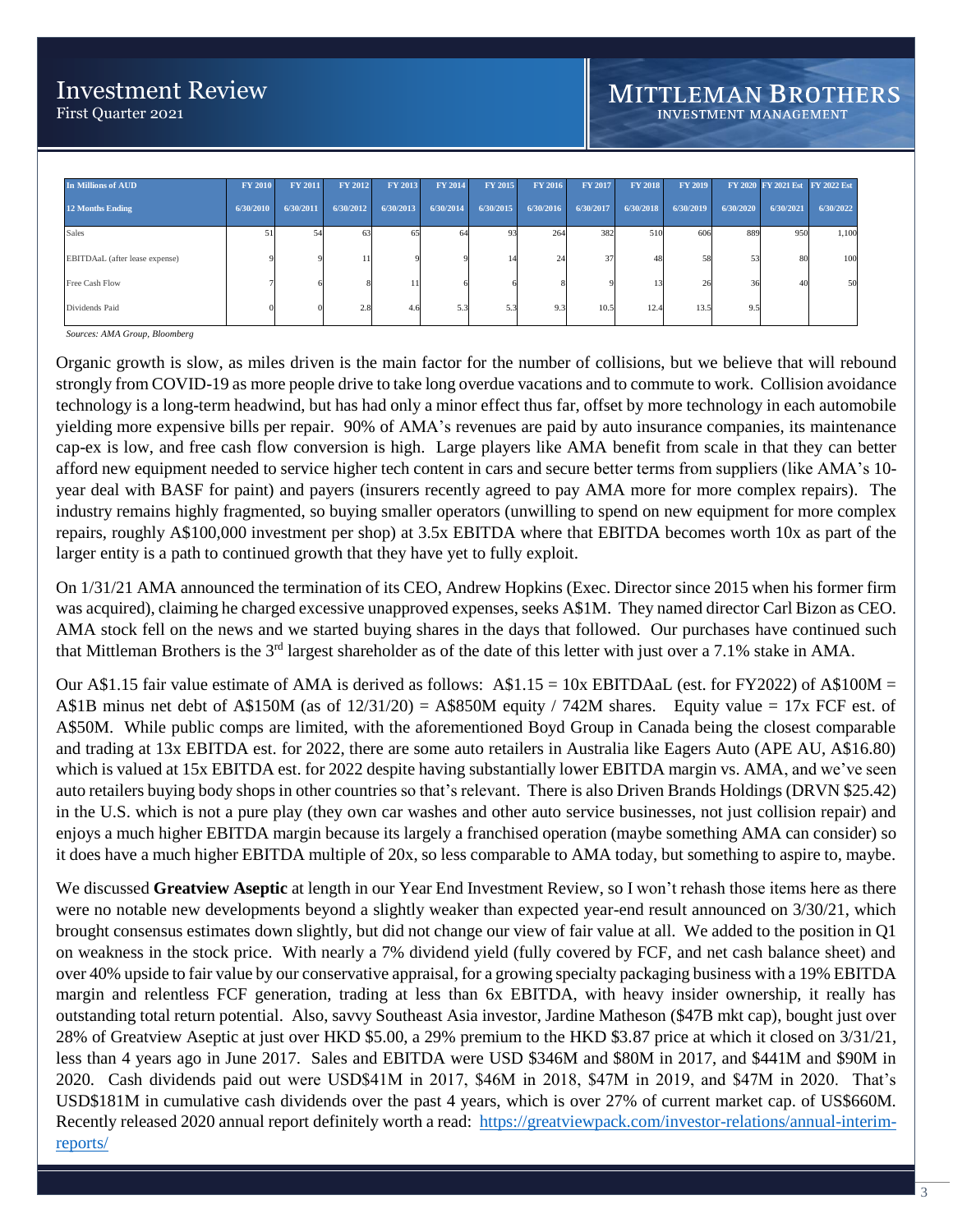| In Millions of AUD | FY 2010 | FY 2011 | FY 2012 | FY 2013 | FY 2014 | FY 2015 | FY 2016 | FY 2017 | FY 2018 | FY 2019 | FY 2020 | FY 2021 Est | FY 2022 Est |
|---|---|---|---|---|---|---|---|---|---|---|---|---|---|
| 12 Months Ending | 6/30/2010 | 6/30/2011 | 6/30/2012 | 6/30/2013 | 6/30/2014 | 6/30/2015 | 6/30/2016 | 6/30/2017 | 6/30/2018 | 6/30/2019 | 6/30/2020 | 6/30/2021 | 6/30/2022 |
| Sales | 51 | 54 | 63 | 65 | 64 | 93 | 264 | 382 | 510 | 606 | 889 | 950 | 1,100 |
| EBITDAaL (after lease expense) | 9 | 9 | 11 | 9 | 9 | 14 | 24 | 37 | 48 | 58 | 53 | 80 | 100 |
| Free Cash Flow | 7 | 6 | 8 | 11 | 6 | 6 | 8 | 9 | 13 | 26 | 36 | 40 | 50 |
| Dividends Paid | 0 | 0 | 2.8 | 4.6 | 5.3 | 5.3 | 9.3 | 10.5 | 12.4 | 13.5 | 9.5 | | |

*Sources: AMA Group, Bloomberg*

Organic growth is slow, as miles driven is the main factor for the number of collisions, but we believe that will rebound strongly from COVID-19 as more people drive to take long overdue vacations and to commute to work. Collision avoidance technology is a long-term headwind, but has had only a minor effect thus far, offset by more technology in each automobile yielding more expensive bills per repair. 90% of AMA's revenues are paid by auto insurance companies, its maintenance cap-ex is low, and free cash flow conversion is high. Large players like AMA benefit from scale in that they can better afford new equipment needed to service higher tech content in cars and secure better terms from suppliers (like AMA's 10-year deal with BASF for paint) and payers (insurers recently agreed to pay AMA more for more complex repairs). The industry remains highly fragmented, so buying smaller operators (unwilling to spend on new equipment for more complex repairs, roughly A$100,000 investment per shop) at 3.5x EBITDA where that EBITDA becomes worth 10x as part of the larger entity is a path to continued growth that they have yet to fully exploit.

On 1/31/21 AMA announced the termination of its CEO, Andrew Hopkins (Exec. Director since 2015 when his former firm was acquired), claiming he charged excessive unapproved expenses, seeks A$1M. They named director Carl Bizon as CEO. AMA stock fell on the news and we started buying shares in the days that followed. Our purchases have continued such that Mittleman Brothers is the 3rd largest shareholder as of the date of this letter with just over a 7.1% stake in AMA.

Our A$1.15 fair value estimate of AMA is derived as follows: A$1.15 = 10x EBITDAaL (est. for FY2022) of A$100M = A$1B minus net debt of A$150M (as of 12/31/20) = A$850M equity / 742M shares. Equity value = 17x FCF est. of A$50M. While public comps are limited, with the aforementioned Boyd Group in Canada being the closest comparable and trading at 13x EBITDA est. for 2022, there are some auto retailers in Australia like Eagers Auto (APE AU, A$16.80) which is valued at 15x EBITDA est. for 2022 despite having substantially lower EBITDA margin vs. AMA, and we've seen auto retailers buying body shops in other countries so that's relevant. There is also Driven Brands Holdings (DRVN $25.42) in the U.S. which is not a pure play (they own car washes and other auto service businesses, not just collision repair) and enjoys a much higher EBITDA margin because its largely a franchised operation (maybe something AMA can consider) so it does have a much higher EBITDA multiple of 20x, so less comparable to AMA today, but something to aspire to, maybe.

We discussed **Greatview Aseptic** at length in our Year End Investment Review, so I won't rehash those items here as there were no notable new developments beyond a slightly weaker than expected year-end result announced on 3/30/21, which brought consensus estimates down slightly, but did not change our view of fair value at all. We added to the position in Q1 on weakness in the stock price. With nearly a 7% dividend yield (fully covered by FCF, and net cash balance sheet) and over 40% upside to fair value by our conservative appraisal, for a growing specialty packaging business with a 19% EBITDA margin and relentless FCF generation, trading at less than 6x EBITDA, with heavy insider ownership, it really has outstanding total return potential. Also, savvy Southeast Asia investor, Jardine Matheson ($47B mkt cap), bought just over 28% of Greatview Aseptic at just over HKD $5.00, a 29% premium to the HKD $3.87 price at which it closed on 3/31/21, less than 4 years ago in June 2017. Sales and EBITDA were USD $346M and $80M in 2017, and $441M and $90M in 2020. Cash dividends paid out were USD$41M in 2017, $46M in 2018, $47M in 2019, and $47M in 2020. That's USD$181M in cumulative cash dividends over the past 4 years, which is over 27% of current market cap. of US$660M. Recently released 2020 annual report definitely worth a read: https://greatviewpack.com/investor-relations/annual-interim-reports/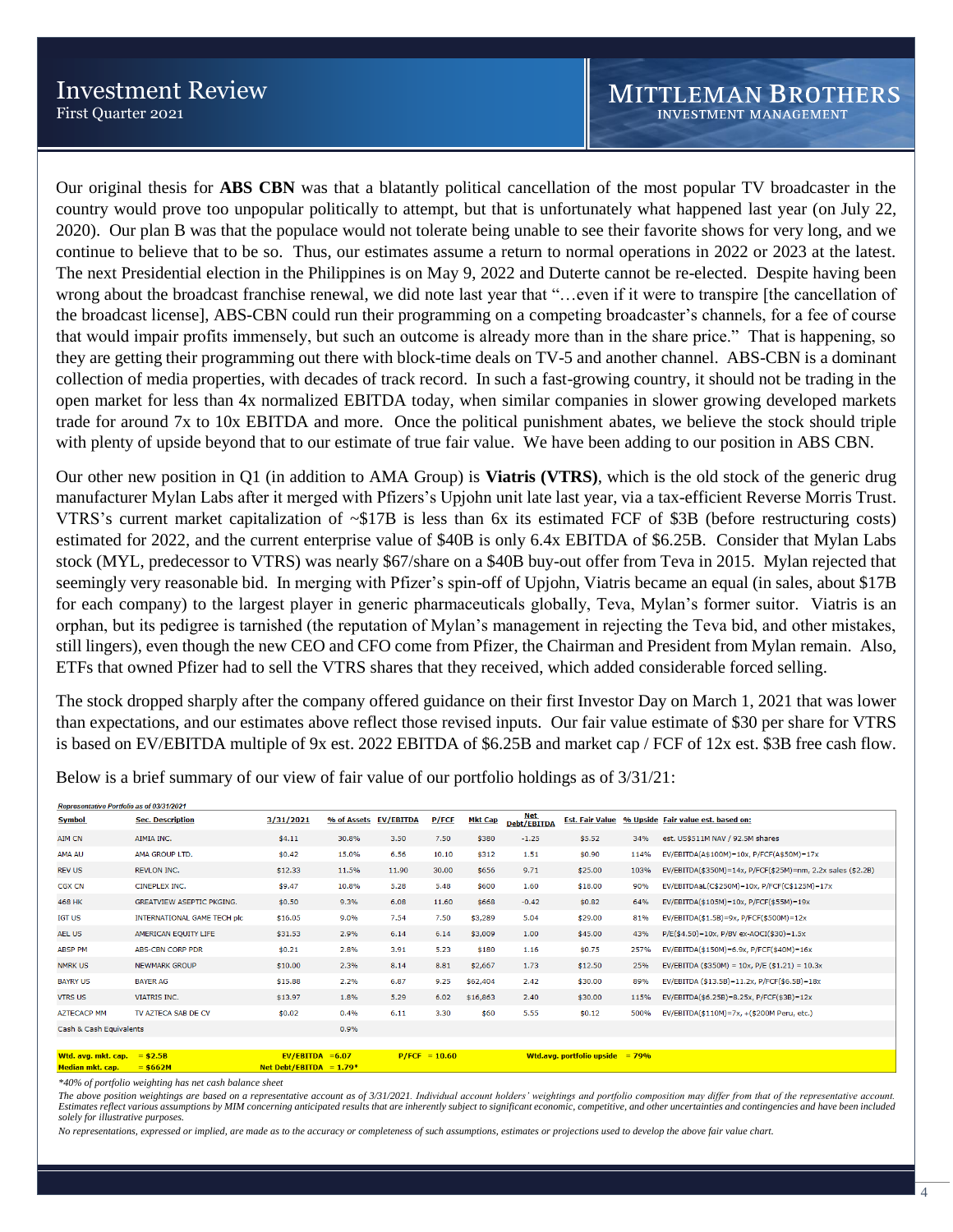Our original thesis for **ABS CBN** was that a blatantly political cancellation of the most popular TV broadcaster in the country would prove too unpopular politically to attempt, but that is unfortunately what happened last year (on July 22, 2020). Our plan B was that the populace would not tolerate being unable to see their favorite shows for very long, and we continue to believe that to be so. Thus, our estimates assume a return to normal operations in 2022 or 2023 at the latest. The next Presidential election in the Philippines is on May 9, 2022 and Duterte cannot be re-elected. Despite having been wrong about the broadcast franchise renewal, we did note last year that "…even if it were to transpire [the cancellation of the broadcast license], ABS-CBN could run their programming on a competing broadcaster's channels, for a fee of course that would impair profits immensely, but such an outcome is already more than in the share price." That is happening, so they are getting their programming out there with block-time deals on TV-5 and another channel. ABS-CBN is a dominant collection of media properties, with decades of track record. In such a fast-growing country, it should not be trading in the open market for less than 4x normalized EBITDA today, when similar companies in slower growing developed markets trade for around 7x to 10x EBITDA and more. Once the political punishment abates, we believe the stock should triple with plenty of upside beyond that to our estimate of true fair value. We have been adding to our position in ABS CBN.

Our other new position in Q1 (in addition to AMA Group) is **Viatris (VTRS)**, which is the old stock of the generic drug manufacturer Mylan Labs after it merged with Pfizers's Upjohn unit late last year, via a tax-efficient Reverse Morris Trust. VTRS's current market capitalization of ~$17B is less than 6x its estimated FCF of $3B (before restructuring costs) estimated for 2022, and the current enterprise value of $40B is only 6.4x EBITDA of $6.25B. Consider that Mylan Labs stock (MYL, predecessor to VTRS) was nearly $67/share on a $40B buy-out offer from Teva in 2015. Mylan rejected that seemingly very reasonable bid. In merging with Pfizer's spin-off of Upjohn, Viatris became an equal (in sales, about $17B for each company) to the largest player in generic pharmaceuticals globally, Teva, Mylan's former suitor. Viatris is an orphan, but its pedigree is tarnished (the reputation of Mylan's management in rejecting the Teva bid, and other mistakes, still lingers), even though the new CEO and CFO come from Pfizer, the Chairman and President from Mylan remain. Also, ETFs that owned Pfizer had to sell the VTRS shares that they received, which added considerable forced selling.

The stock dropped sharply after the company offered guidance on their first Investor Day on March 1, 2021 that was lower than expectations, and our estimates above reflect those revised inputs. Our fair value estimate of $30 per share for VTRS is based on EV/EBITDA multiple of 9x est. 2022 EBITDA of $6.25B and market cap / FCF of 12x est. $3B free cash flow.

Below is a brief summary of our view of fair value of our portfolio holdings as of 3/31/21:

*Representative Portfolio as of 03/31/2021*

| Symbol | Sec. Description | 3/31/2021 | % of Assets | EV/EBITDA | P/FCF | Mkt Cap | Net Debt/EBITDA | Est. Fair Value | % Upside | Fair value est. based on: |
|---|---|---|---|---|---|---|---|---|---|---|
| AIM CN | AIMIA INC. | $4.11 | 30.8% | 3.50 | 7.50 | $380 | -1.25 | $5.52 | 34% | est. US$511M NAV / 92.5M shares |
| AMA AU | AMA GROUP LTD. | $0.42 | 15.0% | 6.56 | 10.10 | $312 | 1.51 | $0.90 | 114% | EV/EBITDA(A$100M)=10x, P/FCF(A$50M)=17x |
| REV US | REVLON INC. | $12.33 | 11.5% | 11.90 | 30.00 | $656 | 9.71 | $25.00 | 103% | EV/EBITDA($350M)=14x, P/FCF($25M)=nm, 2.2x sales ($2.2B) |
| CGX CN | CINEPLEX INC. | $9.47 | 10.8% | 5.28 | 5.48 | $600 | 1.60 | $18.00 | 90% | EV/EBITDAaL(C$250M)=10x, P/FCF(C$125M)=17x |
| 468 HK | GREATVIEW ASEPTIC PKGING. | $0.50 | 9.3% | 6.08 | 11.60 | $668 | -0.42 | $0.82 | 64% | EV/EBITDA($105M)=10x, P/FCF($55M)=19x |
| IGT US | INTERNATIONAL GAME TECH plc | $16.05 | 9.0% | 7.54 | 7.50 | $3,289 | 5.04 | $29.00 | 81% | EV/EBITDA($1.5B)=9x, P/FCF($500M)=12x |
| AEL US | AMERICAN EQUITY LIFE | $31.53 | 2.9% | 6.14 | 6.14 | $3,009 | 1.00 | $45.00 | 43% | P/E($4.50)=10x, P/BV ex-AOCI($30)=1.5x |
| ABSP PM | ABS-CBN CORP PDR | $0.21 | 2.8% | 3.91 | 5.23 | $180 | 1.16 | $0.75 | 257% | EV/EBITDA($150M)=6.9x, P/FCF($40M)=16x |
| NMRK US | NEWMARK GROUP | $10.00 | 2.3% | 8.14 | 8.81 | $2,667 | 1.73 | $12.50 | 25% | EV/EBITDA ($350M) = 10x, P/E ($1.21) = 10.3x |
| BAYRY US | BAYER AG | $15.88 | 2.2% | 6.87 | 9.25 | $62,404 | 2.42 | $30.00 | 89% | EV/EBITDA ($13.5B)=11.2x, P/FCF($6.5B)=18x |
| VTRS US | VIATRIS INC. | $13.97 | 1.8% | 5.29 | 6.02 | $16,863 | 2.40 | $30.00 | 115% | EV/EBITDA($6.25B)=8.25x, P/FCF($3B)=12x |
| AZTECACP MM | TV AZTECA SAB DE CV | $0.02 | 0.4% | 6.11 | 3.30 | $60 | 5.55 | $0.12 | 500% | EV/EBITDA($110M)=7x, +($200M Peru, etc.) |
| Cash & Cash Equivalents | | | 0.9% | | | | | | | |
| Wtd. avg. mkt. cap. = $2.5B | | EV/EBITDA = 6.07 | | | P/FCF = 10.60 | | | Wtd.avg. portfolio upside | = 79% | |
| Median mkt. cap. = $662M | | Net Debt/EBITDA = 1.79* | | | | | | | | |

*\*40% of portfolio weighting has net cash balance sheet*

*The above position weightings are based on a representative account as of 3/31/2021. Individual account holders' weightings and portfolio composition may differ from that of the representative account. Estimates reflect various assumptions by MIM concerning anticipated results that are inherently subject to significant economic, competitive, and other uncertainties and contingencies and have been included solely for illustrative purposes.*

*No representations, expressed or implied, are made as to the accuracy or completeness of such assumptions, estimates or projections used to develop the above fair value chart.*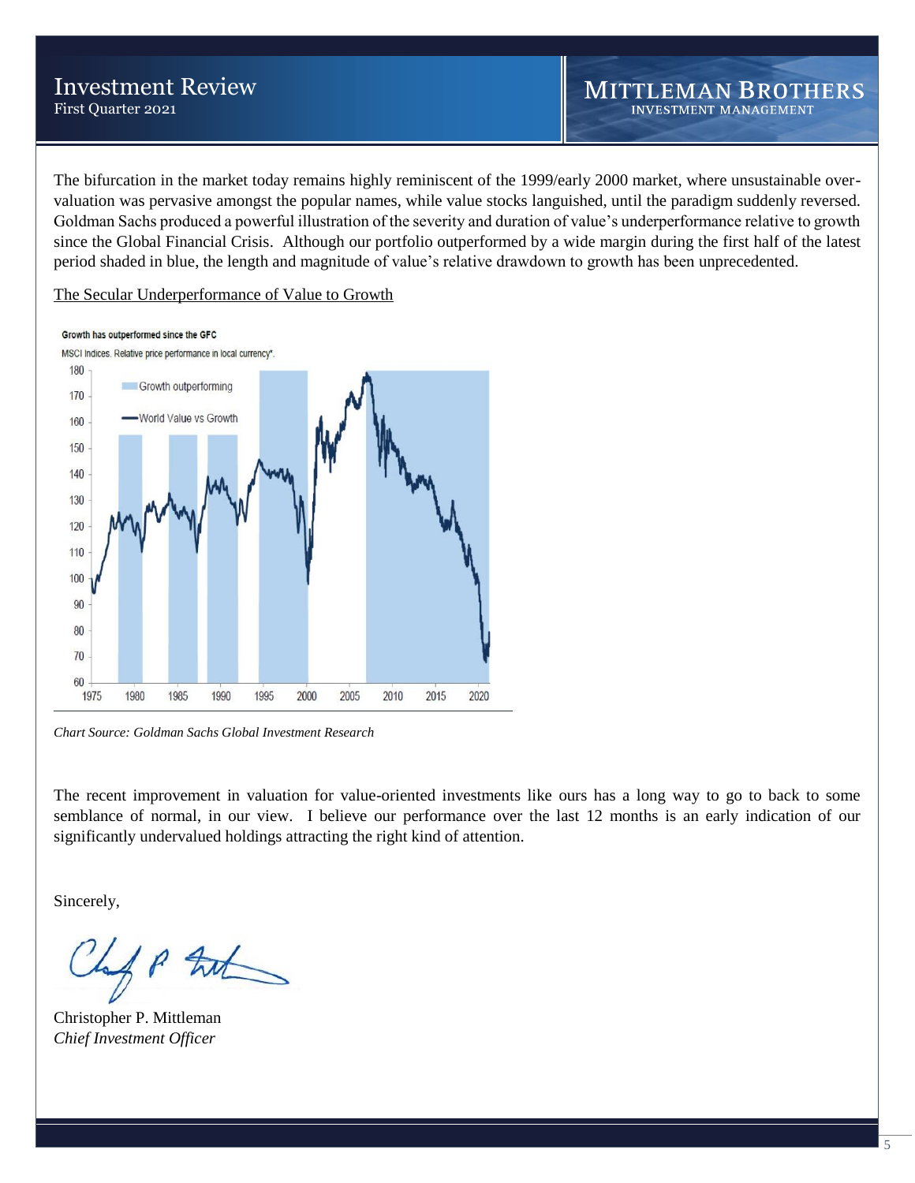The bifurcation in the market today remains highly reminiscent of the 1999/early 2000 market, where unsustainable over-valuation was pervasive amongst the popular names, while value stocks languished, until the paradigm suddenly reversed. Goldman Sachs produced a powerful illustration of the severity and duration of value's underperformance relative to growth since the Global Financial Crisis. Although our portfolio outperformed by a wide margin during the first half of the latest period shaded in blue, the length and magnitude of value's relative drawdown to growth has been unprecedented.

The Secular Underperformance of Value to Growth

**Growth has outperformed since the GFC**

MSCI Indices. Relative price performance in local currency*.

*Chart Source: Goldman Sachs Global Investment Research*

The recent improvement in valuation for value-oriented investments like ours has a long way to go to back to some semblance of normal, in our view. I believe our performance over the last 12 months is an early indication of our significantly undervalued holdings attracting the right kind of attention.

Sincerely,

Christopher P. Mittleman
*Chief Investment Officer*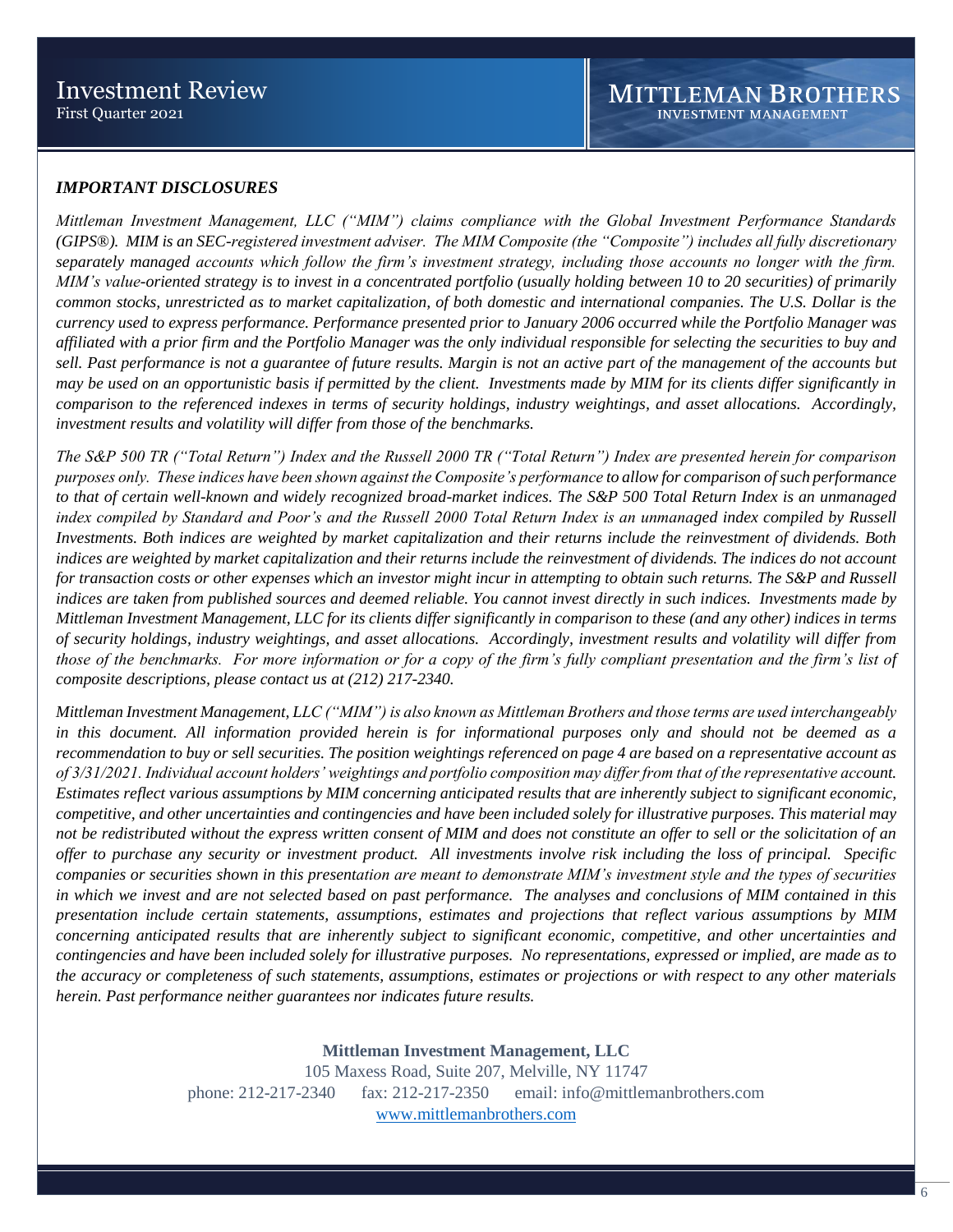***IMPORTANT DISCLOSURES***

*Mittleman Investment Management, LLC ("MIM") claims compliance with the Global Investment Performance Standards (GIPS®). MIM is an SEC-registered investment adviser. The MIM Composite (the "Composite") includes all fully discretionary separately managed accounts which follow the firm's investment strategy, including those accounts no longer with the firm. MIM's value-oriented strategy is to invest in a concentrated portfolio (usually holding between 10 to 20 securities) of primarily common stocks, unrestricted as to market capitalization, of both domestic and international companies. The U.S. Dollar is the currency used to express performance. Performance presented prior to January 2006 occurred while the Portfolio Manager was affiliated with a prior firm and the Portfolio Manager was the only individual responsible for selecting the securities to buy and sell. Past performance is not a guarantee of future results. Margin is not an active part of the management of the accounts but may be used on an opportunistic basis if permitted by the client. Investments made by MIM for its clients differ significantly in comparison to the referenced indexes in terms of security holdings, industry weightings, and asset allocations. Accordingly, investment results and volatility will differ from those of the benchmarks.*

*The S&P 500 TR ("Total Return") Index and the Russell 2000 TR ("Total Return") Index are presented herein for comparison purposes only. These indices have been shown against the Composite's performance to allow for comparison of such performance to that of certain well-known and widely recognized broad-market indices. The S&P 500 Total Return Index is an unmanaged index compiled by Standard and Poor's and the Russell 2000 Total Return Index is an unmanaged index compiled by Russell Investments. Both indices are weighted by market capitalization and their returns include the reinvestment of dividends. Both indices are weighted by market capitalization and their returns include the reinvestment of dividends. The indices do not account for transaction costs or other expenses which an investor might incur in attempting to obtain such returns. The S&P and Russell indices are taken from published sources and deemed reliable. You cannot invest directly in such indices. Investments made by Mittleman Investment Management, LLC for its clients differ significantly in comparison to these (and any other) indices in terms of security holdings, industry weightings, and asset allocations. Accordingly, investment results and volatility will differ from those of the benchmarks. For more information or for a copy of the firm's fully compliant presentation and the firm's list of composite descriptions, please contact us at (212) 217-2340.*

*Mittleman Investment Management, LLC ("MIM") is also known as Mittleman Brothers and those terms are used interchangeably in this document. All information provided herein is for informational purposes only and should not be deemed as a recommendation to buy or sell securities. The position weightings referenced on page 4 are based on a representative account as of 3/31/2021. Individual account holders' weightings and portfolio composition may differ from that of the representative account. Estimates reflect various assumptions by MIM concerning anticipated results that are inherently subject to significant economic, competitive, and other uncertainties and contingencies and have been included solely for illustrative purposes. This material may not be redistributed without the express written consent of MIM and does not constitute an offer to sell or the solicitation of an offer to purchase any security or investment product. All investments involve risk including the loss of principal. Specific companies or securities shown in this presentation are meant to demonstrate MIM's investment style and the types of securities in which we invest and are not selected based on past performance. The analyses and conclusions of MIM contained in this presentation include certain statements, assumptions, estimates and projections that reflect various assumptions by MIM concerning anticipated results that are inherently subject to significant economic, competitive, and other uncertainties and contingencies and have been included solely for illustrative purposes. No representations, expressed or implied, are made as to the accuracy or completeness of such statements, assumptions, estimates or projections or with respect to any other materials herein. Past performance neither guarantees nor indicates future results.*

**Mittleman Investment Management, LLC**

105 Maxess Road, Suite 207, Melville, NY 11747

phone: 212-217-2340 fax: 212-217-2350 email: info@mittlemanbrothers.com

www.mittlemanbrothers.com